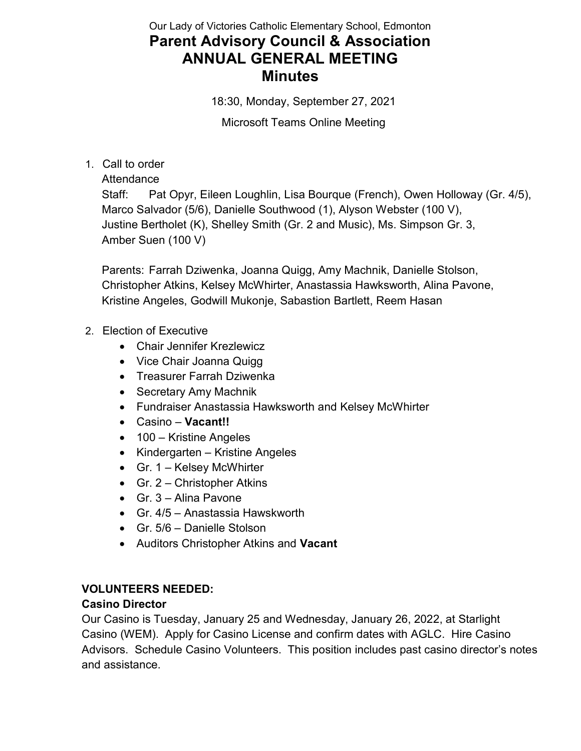Our Lady of Victories Catholic Elementary School, Edmonton

# Parent Advisory Council & Association ANNUAL GENERAL MEETING Minutes

18:30, Monday, September 27, 2021

Microsoft Teams Online Meeting

1. Call to order

   Attendance

   Staff: Pat Opyr, Eileen Loughlin, Lisa Bourque (French), Owen Holloway (Gr. 4/5), Marco Salvador (5/6), Danielle Southwood (1), Alyson Webster (100 V), Justine Bertholet (K), Shelley Smith (Gr. 2 and Music), Ms. Simpson Gr. 3, Amber Suen (100 V)

   Parents: Farrah Dziwenka, Joanna Quigg, Amy Machnik, Danielle Stolson, Christopher Atkins, Kelsey McWhirter, Anastassia Hawksworth, Alina Pavone, Kristine Angeles, Godwill Mukonje, Sabastion Bartlett, Reem Hasan

2. Election of Executive
   - Chair Jennifer Krezlewicz
   - Vice Chair Joanna Quigg
   - Treasurer Farrah Dziwenka
   - Secretary Amy Machnik
   - Fundraiser Anastassia Hawksworth and Kelsey McWhirter
   - Casino – **Vacant!!**
   - 100 – Kristine Angeles
   - Kindergarten – Kristine Angeles
   - Gr. 1 – Kelsey McWhirter
   - Gr. 2 – Christopher Atkins
   - Gr. 3 – Alina Pavone
   - Gr. 4/5 – Anastassia Hawskworth
   - Gr. 5/6 – Danielle Stolson
   - Auditors Christopher Atkins and **Vacant**

**VOLUNTEERS NEEDED:**

**Casino Director**

Our Casino is Tuesday, January 25 and Wednesday, January 26, 2022, at Starlight Casino (WEM). Apply for Casino License and confirm dates with AGLC. Hire Casino Advisors. Schedule Casino Volunteers. This position includes past casino director's notes and assistance.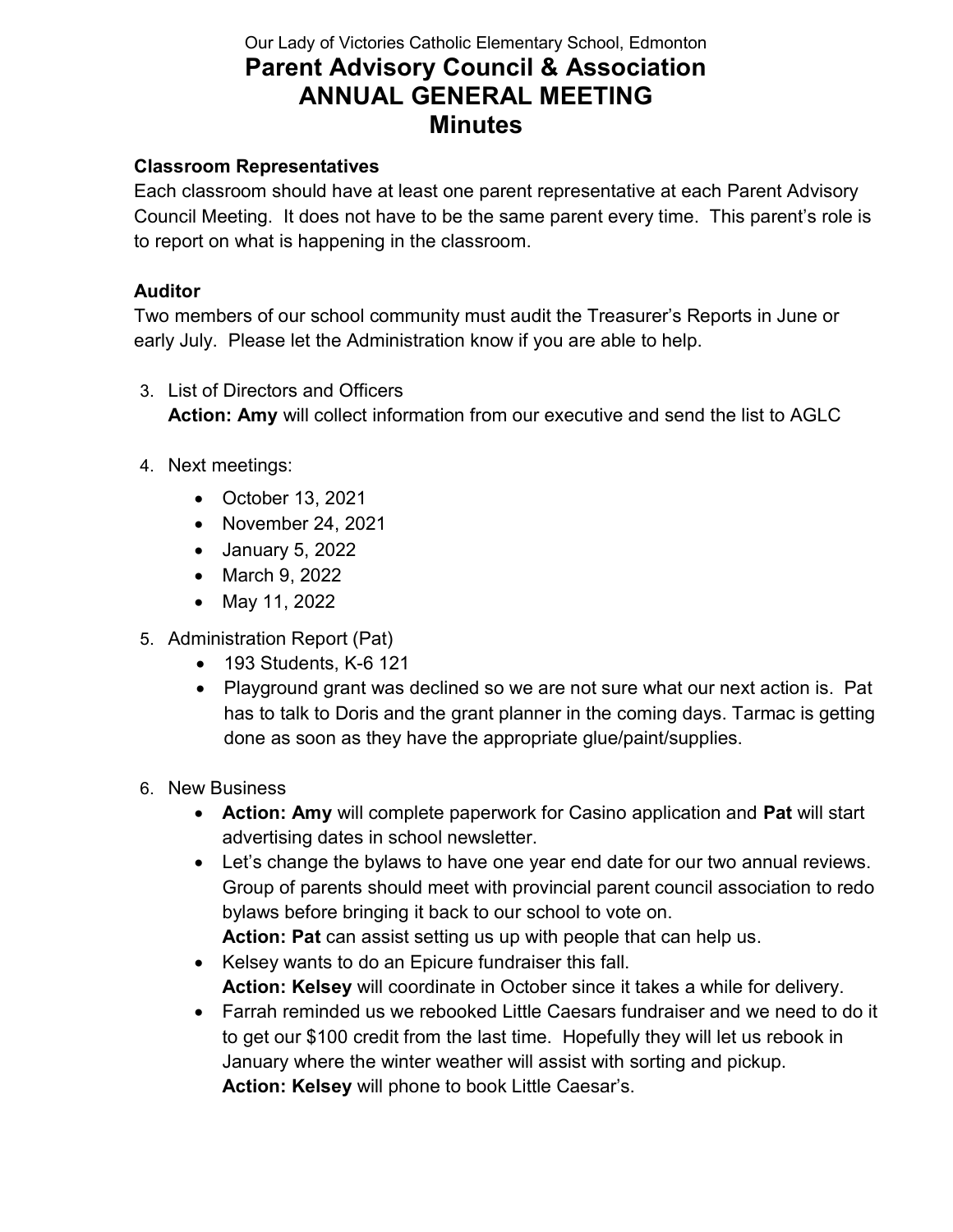Our Lady of Victories Catholic Elementary School, Edmonton

# Parent Advisory Council & Association
# ANNUAL GENERAL MEETING
# Minutes

**Classroom Representatives**
Each classroom should have at least one parent representative at each Parent Advisory Council Meeting. It does not have to be the same parent every time. This parent's role is to report on what is happening in the classroom.

**Auditor**
Two members of our school community must audit the Treasurer's Reports in June or early July. Please let the Administration know if you are able to help.

3. List of Directors and Officers
   **Action: Amy** will collect information from our executive and send the list to AGLC

4. Next meetings:
   - October 13, 2021
   - November 24, 2021
   - January 5, 2022
   - March 9, 2022
   - May 11, 2022

5. Administration Report (Pat)
   - 193 Students, K-6 121
   - Playground grant was declined so we are not sure what our next action is. Pat has to talk to Doris and the grant planner in the coming days. Tarmac is getting done as soon as they have the appropriate glue/paint/supplies.

6. New Business
   - **Action: Amy** will complete paperwork for Casino application and **Pat** will start advertising dates in school newsletter.
   - Let's change the bylaws to have one year end date for our two annual reviews. Group of parents should meet with provincial parent council association to redo bylaws before bringing it back to our school to vote on.
     **Action: Pat** can assist setting us up with people that can help us.
   - Kelsey wants to do an Epicure fundraiser this fall.
     **Action: Kelsey** will coordinate in October since it takes a while for delivery.
   - Farrah reminded us we rebooked Little Caesars fundraiser and we need to do it to get our $100 credit from the last time. Hopefully they will let us rebook in January where the winter weather will assist with sorting and pickup.
     **Action: Kelsey** will phone to book Little Caesar's.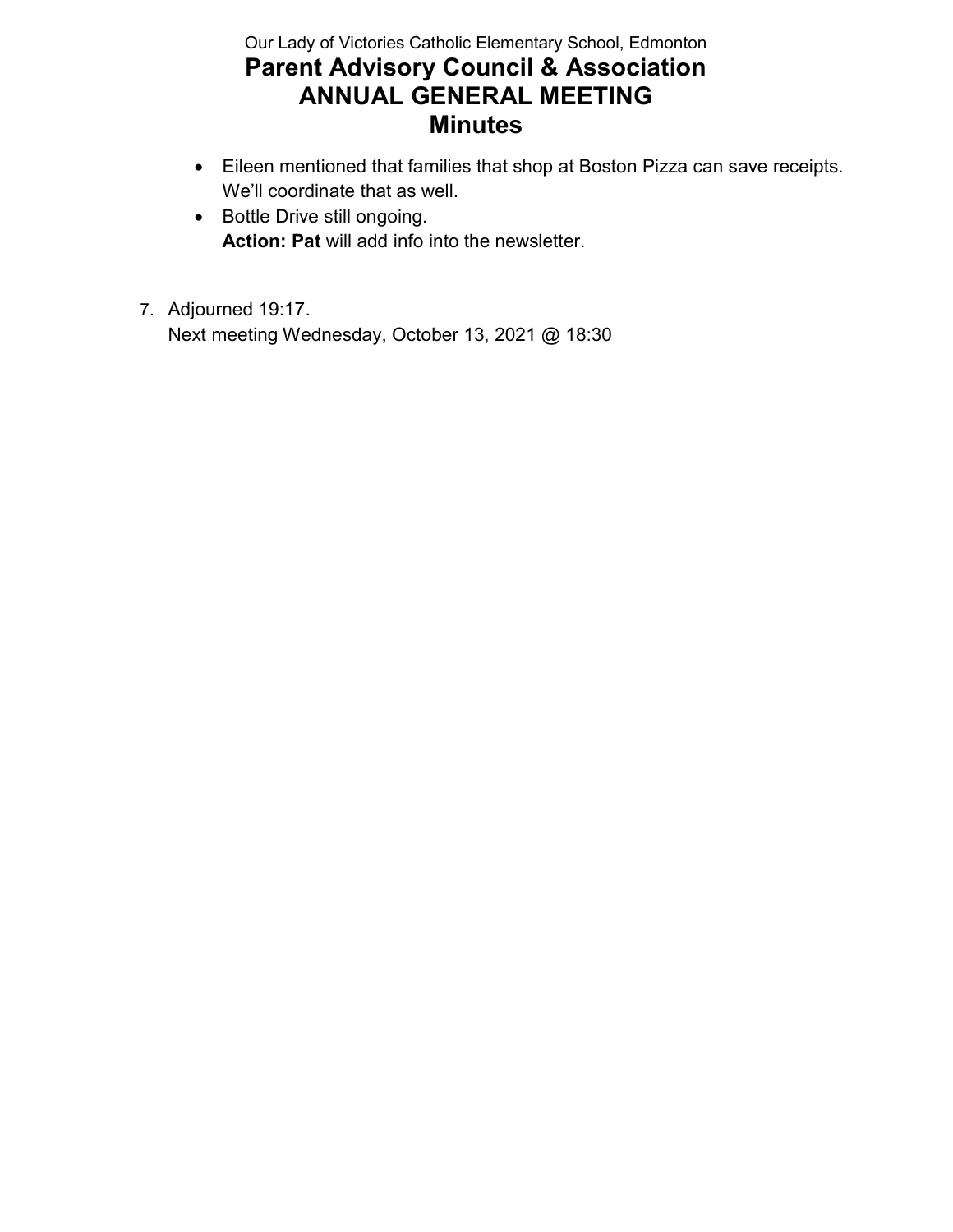- Eileen mentioned that families that shop at Boston Pizza can save receipts. We'll coordinate that as well.
- Bottle Drive still ongoing.
  **Action: Pat** will add info into the newsletter.

7. Adjourned 19:17.
   Next meeting Wednesday, October 13, 2021 @ 18:30